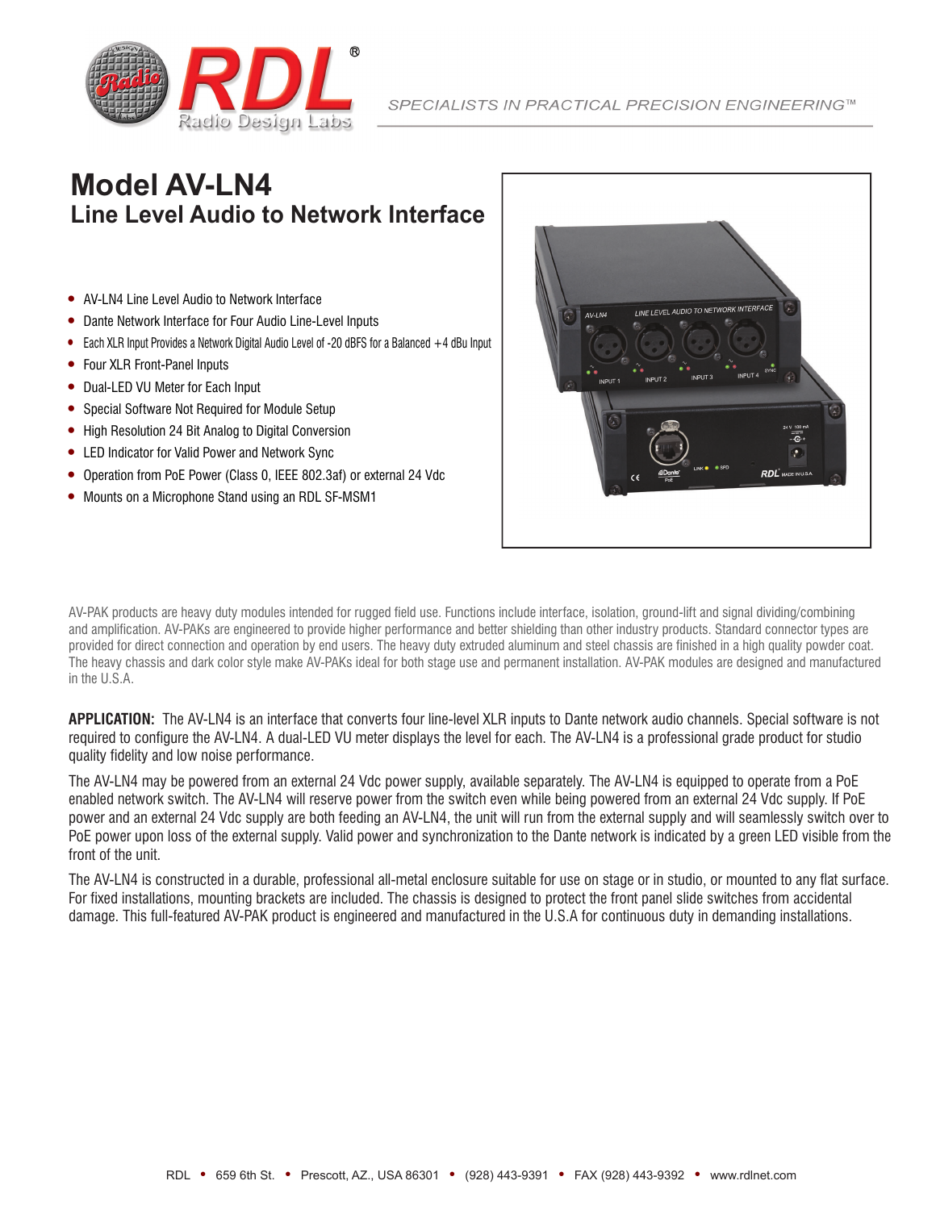SPECIALISTS IN PRACTICAL PRECISION ENGINEERING™

# Model AV-LN4
## Line Level Audio to Network Interface

- AV-LN4 Line Level Audio to Network Interface
- Dante Network Interface for Four Audio Line-Level Inputs
- Each XLR Input Provides a Network Digital Audio Level of -20 dBFS for a Balanced +4 dBu Input
- Four XLR Front-Panel Inputs
- Dual-LED VU Meter for Each Input
- Special Software Not Required for Module Setup
- High Resolution 24 Bit Analog to Digital Conversion
- LED Indicator for Valid Power and Network Sync
- Operation from PoE Power (Class 0, IEEE 802.3af) or external 24 Vdc
- Mounts on a Microphone Stand using an RDL SF-MSM1

AV-PAK products are heavy duty modules intended for rugged field use. Functions include interface, isolation, ground-lift and signal dividing/combining and amplification. AV-PAKs are engineered to provide higher performance and better shielding than other industry products. Standard connector types are provided for direct connection and operation by end users. The heavy duty extruded aluminum and steel chassis are finished in a high quality powder coat. The heavy chassis and dark color style make AV-PAKs ideal for both stage use and permanent installation. AV-PAK modules are designed and manufactured in the U.S.A.

**APPLICATION:** The AV-LN4 is an interface that converts four line-level XLR inputs to Dante network audio channels. Special software is not required to configure the AV-LN4. A dual-LED VU meter displays the level for each. The AV-LN4 is a professional grade product for studio quality fidelity and low noise performance.

The AV-LN4 may be powered from an external 24 Vdc power supply, available separately. The AV-LN4 is equipped to operate from a PoE enabled network switch. The AV-LN4 will reserve power from the switch even while being powered from an external 24 Vdc supply. If PoE power and an external 24 Vdc supply are both feeding an AV-LN4, the unit will run from the external supply and will seamlessly switch over to PoE power upon loss of the external supply. Valid power and synchronization to the Dante network is indicated by a green LED visible from the front of the unit.

The AV-LN4 is constructed in a durable, professional all-metal enclosure suitable for use on stage or in studio, or mounted to any flat surface. For fixed installations, mounting brackets are included. The chassis is designed to protect the front panel slide switches from accidental damage. This full-featured AV-PAK product is engineered and manufactured in the U.S.A for continuous duty in demanding installations.

RDL • 659 6th St. • Prescott, AZ., USA 86301 • (928) 443-9391 • FAX (928) 443-9392 • www.rdlnet.com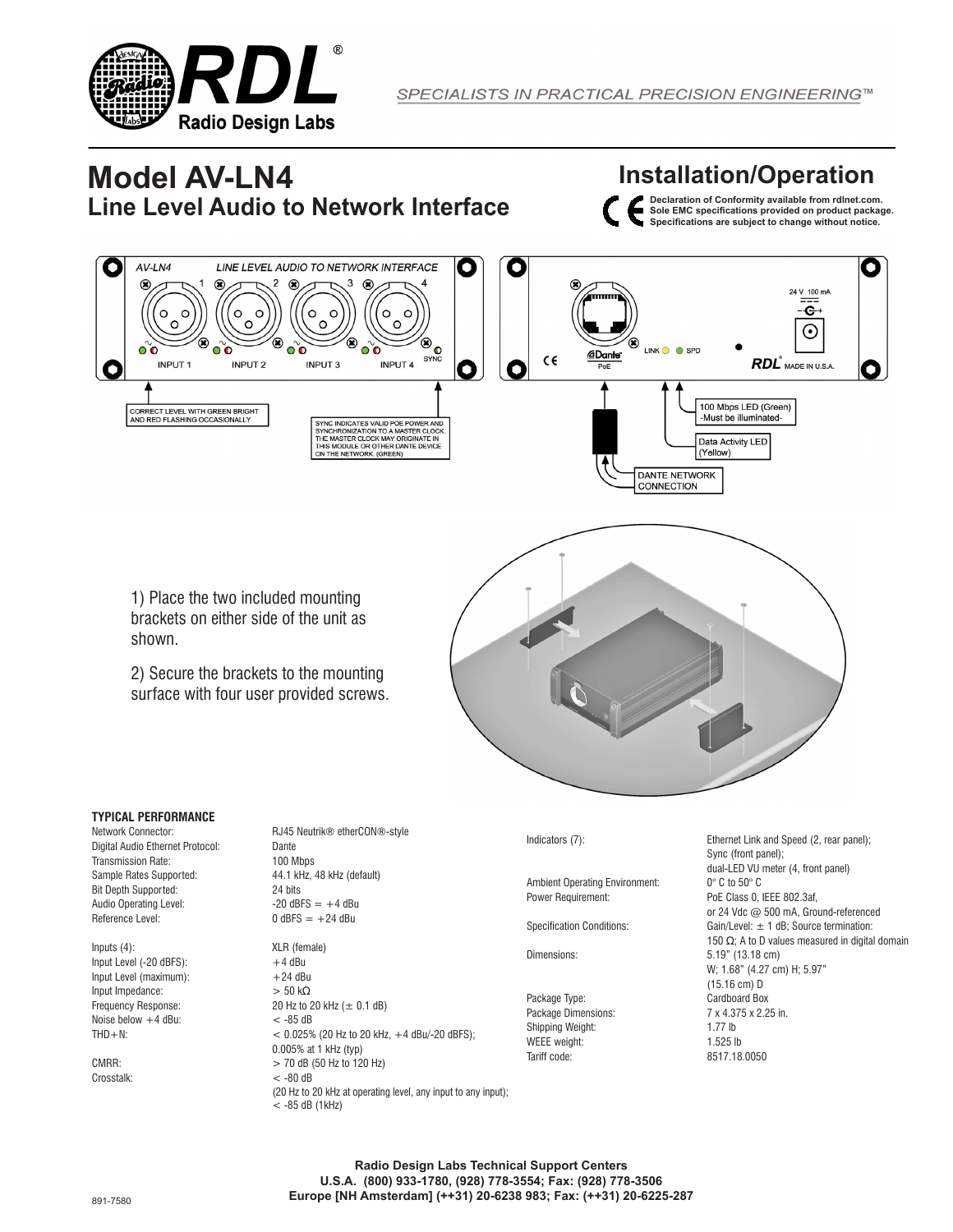# Model AV-LN4

## Line Level Audio to Network Interface

## Installation/Operation

Declaration of Conformity available from rdlnet.com.
Sole EMC specifications provided on product package.
Specifications are subject to change without notice.

AV-LN4 LINE LEVEL AUDIO TO NETWORK INTERFACE

INPUT 1 INPUT 2 INPUT 3 INPUT 4 SYNC

CORRECT LEVEL WITH GREEN BRIGHT AND RED FLASHING OCCASIONALLY

SYNC INDICATES VALID POE POWER AND SYNCHRONIZATION TO A MASTER CLOCK. THE MASTER CLOCK MAY ORIGINATE IN THIS MODULE OR OTHER DANTE DEVICE ON THE NETWORK. (GREEN)

24 V 100 mA

LINK SPD

PoE

RDL MADE IN U.S.A.

100 Mbps LED (Green) -Must be illuminated-

Data Activity LED (Yellow)

DANTE NETWORK CONNECTION

1) Place the two included mounting brackets on either side of the unit as shown.

2) Secure the brackets to the mounting surface with four user provided screws.

### TYPICAL PERFORMANCE

| | |
|---|---|
| Network Connector: | RJ45 Neutrik® etherCON®-style |
| Digital Audio Ethernet Protocol: | Dante |
| Transmission Rate: | 100 Mbps |
| Sample Rates Supported: | 44.1 kHz, 48 kHz (default) |
| Bit Depth Supported: | 24 bits |
| Audio Operating Level: | -20 dBFS = +4 dBu |
| Reference Level: | 0 dBFS = +24 dBu |
| Inputs (4): | XLR (female) |
| Input Level (-20 dBFS): | +4 dBu |
| Input Level (maximum): | +24 dBu |
| Input Impedance: | > 50 kΩ |
| Frequency Response: | 20 Hz to 20 kHz (± 0.1 dB) |
| Noise below +4 dBu: | < -85 dB |
| THD+N: | < 0.025% (20 Hz to 20 kHz, +4 dBu/-20 dBFS); 0.005% at 1 kHz (typ) |
| CMRR: | > 70 dB (50 Hz to 120 Hz) |
| Crosstalk: | < -80 dB (20 Hz to 20 kHz at operating level, any input to any input); < -85 dB (1kHz) |
| Indicators (7): | Ethernet Link and Speed (2, rear panel); Sync (front panel); dual-LED VU meter (4, front panel) |
| Ambient Operating Environment: | 0° C to 50° C |
| Power Requirement: | PoE Class 0, IEEE 802.3af, or 24 Vdc @ 500 mA, Ground-referenced |
| Specification Conditions: | Gain/Level: ± 1 dB; Source termination: 150 Ω; A to D values measured in digital domain |
| Dimensions: | 5.19" (13.18 cm) W; 1.68" (4.27 cm) H; 5.97" (15.16 cm) D |
| Package Type: | Cardboard Box |
| Package Dimensions: | 7 x 4.375 x 2.25 in. |
| Shipping Weight: | 1.77 lb |
| WEEE weight: | 1.525 lb |
| Tariff code: | 8517.18.0050 |

**Radio Design Labs Technical Support Centers**
**U.S.A. (800) 933-1780, (928) 778-3554; Fax: (928) 778-3506**
**Europe [NH Amsterdam] (++31) 20-6238 983; Fax: (++31) 20-6225-287**

891-7580